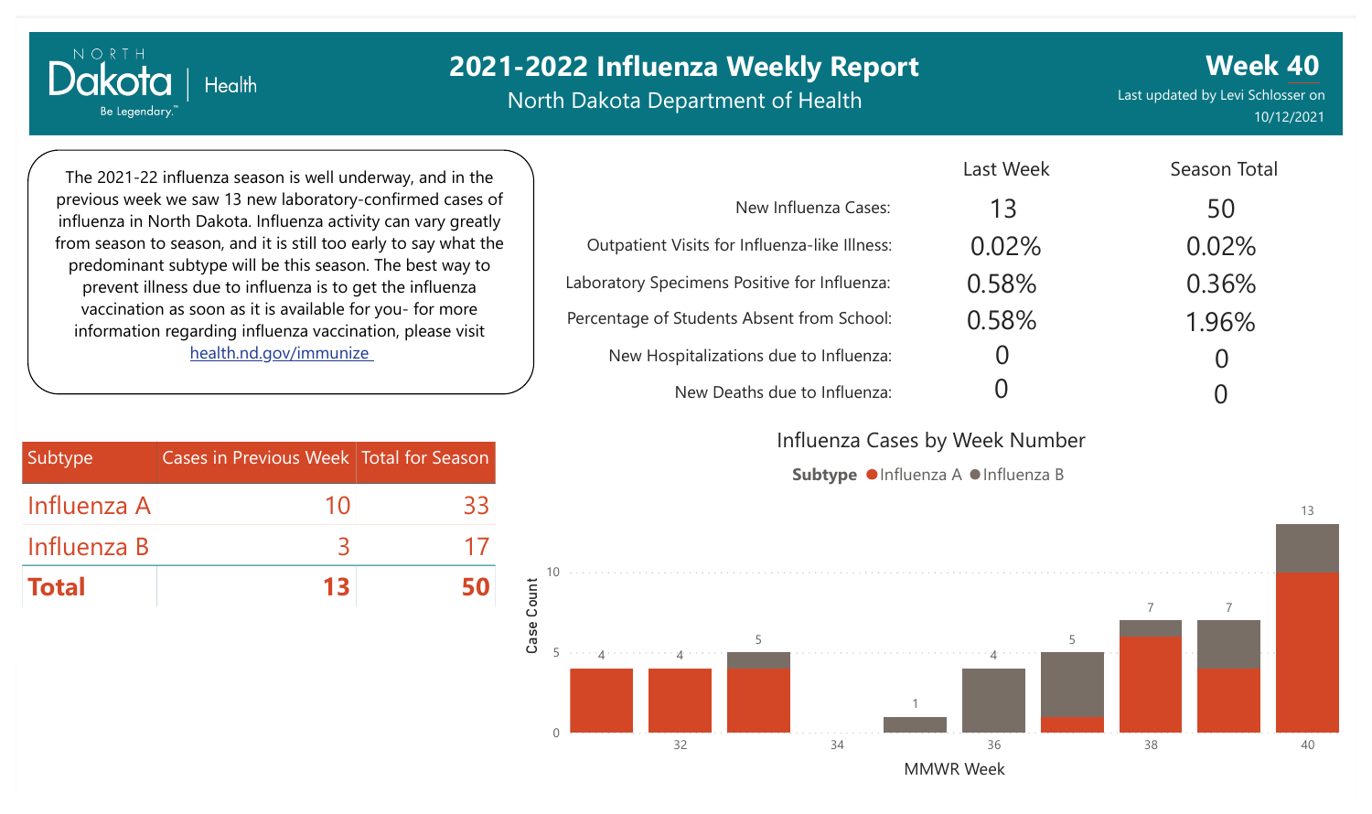# 2021-2022 Influenza Weekly Report

North Dakota Department of Health

**Week 40**

Last updated by Levi Schlosser on 10/12/2021

The 2021-22 influenza season is well underway, and in the previous week we saw 13 new laboratory-confirmed cases of influenza in North Dakota. Influenza activity can vary greatly from season to season, and it is still too early to say what the predominant subtype will be this season. The best way to prevent illness due to influenza is to get the influenza vaccination as soon as it is available for you- for more information regarding influenza vaccination, please visit health.nd.gov/immunize

| | Last Week | Season Total |
|---|---|---|
| New Influenza Cases: | 13 | 50 |
| Outpatient Visits for Influenza-like Illness: | 0.02% | 0.02% |
| Laboratory Specimens Positive for Influenza: | 0.58% | 0.36% |
| Percentage of Students Absent from School: | 0.58% | 1.96% |
| New Hospitalizations due to Influenza: | 0 | 0 |
| New Deaths due to Influenza: | 0 | 0 |

| Subtype | Cases in Previous Week | Total for Season |
|---|---|---|
| Influenza A | 10 | 33 |
| Influenza B | 3 | 17 |
| **Total** | **13** | **50** |

## Influenza Cases by Week Number

Subtype: Influenza A, Influenza B

| MMWR Week | 31 | 32 | 33 | 34 | 35 | 36 | 37 | 38 | 39 | 40 |
|---|---|---|---|---|---|---|---|---|---|---|
| Total Case Count | 4 | 4 | 5 | | 1 | 4 | 5 | 7 | 7 | 13 |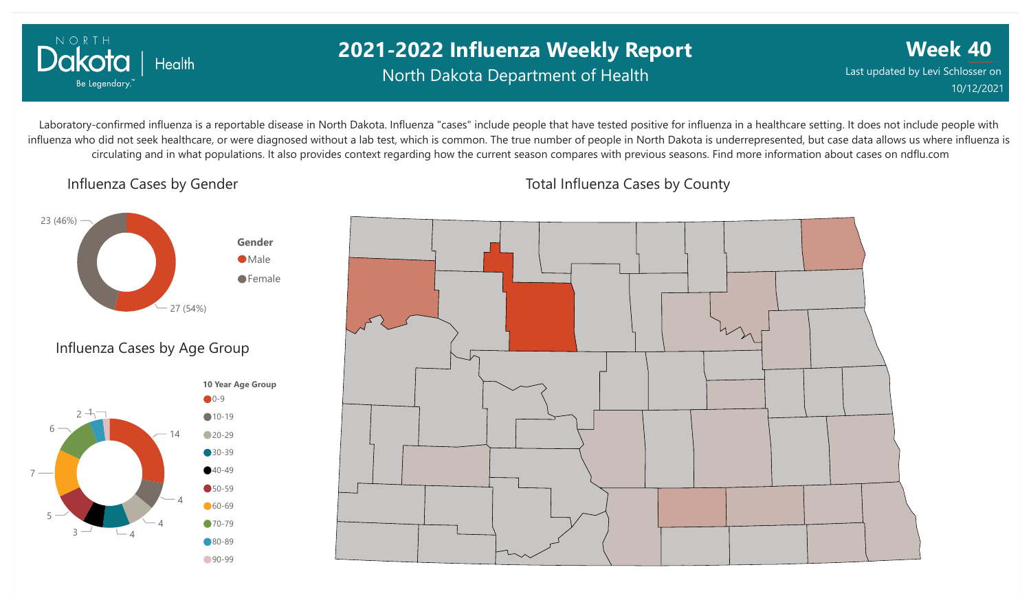# 2021-2022 Influenza Weekly Report

North Dakota Department of Health

**Week 40**

Last updated by Levi Schlosser on 10/12/2021

Laboratory-confirmed influenza is a reportable disease in North Dakota. Influenza "cases" include people that have tested positive for influenza in a healthcare setting. It does not include people with influenza who did not seek healthcare, or were diagnosed without a lab test, which is common. The true number of people in North Dakota is underrepresented, but case data allows us where influenza is circulating and in what populations. It also provides context regarding how the current season compares with previous seasons. Find more information about cases on ndflu.com

## Influenza Cases by Gender

| Gender | Cases |
| --- | --- |
| Male | 27 (54%) |
| Female | 23 (46%) |

## Influenza Cases by Age Group

| 10 Year Age Group | Cases |
| --- | --- |
| 0-9 | 14 |
| 10-19 | 4 |
| 20-29 | 4 |
| 30-39 | 4 |
| 40-49 | 3 |
| 50-59 | 5 |
| 60-69 | 7 |
| 70-79 | 6 |
| 80-89 | 2 |
| 90-99 | 1 |

## Total Influenza Cases by County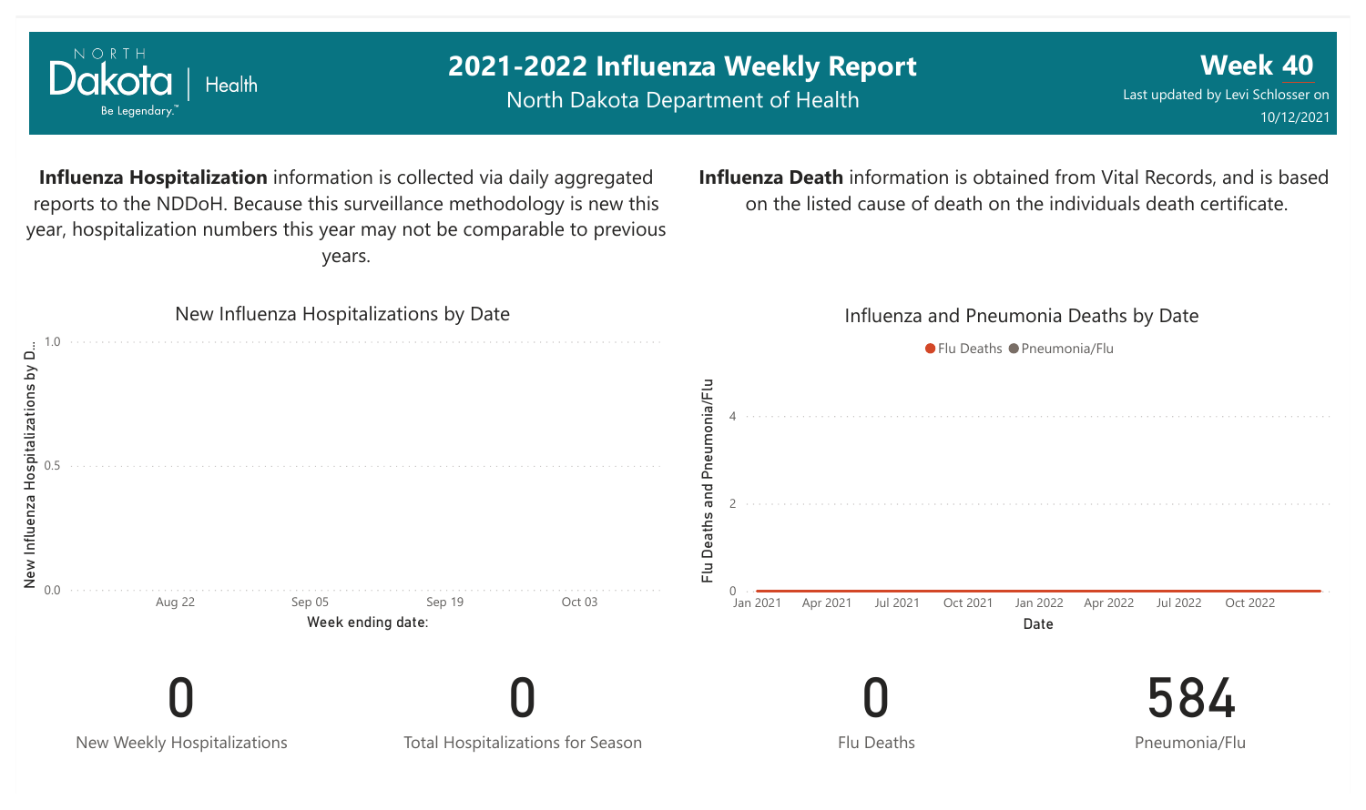# 2021-2022 Influenza Weekly Report

North Dakota Department of Health

**Week 40**

Last updated by Levi Schlosser on 10/12/2021

**Influenza Hospitalization** information is collected via daily aggregated reports to the NDDoH. Because this surveillance methodology is new this year, hospitalization numbers this year may not be comparable to previous years.

**Influenza Death** information is obtained from Vital Records, and is based on the listed cause of death on the individuals death certificate.

New Influenza Hospitalizations by Date

New Influenza Hospitalizations by D...

1.0

0.5

0.0

Aug 22 | Sep 05 | Sep 19 | Oct 03

Week ending date:

Influenza and Pneumonia Deaths by Date

Flu Deaths | Pneumonia/Flu

Flu Deaths and Pneumonia/Flu

4

2

0

Jan 2021 | Apr 2021 | Jul 2021 | Oct 2021 | Jan 2022 | Apr 2022 | Jul 2022 | Oct 2022

Date

| New Weekly Hospitalizations | Total Hospitalizations for Season | Flu Deaths | Pneumonia/Flu |
| --- | --- | --- | --- |
| 0 | 0 | 0 | 584 |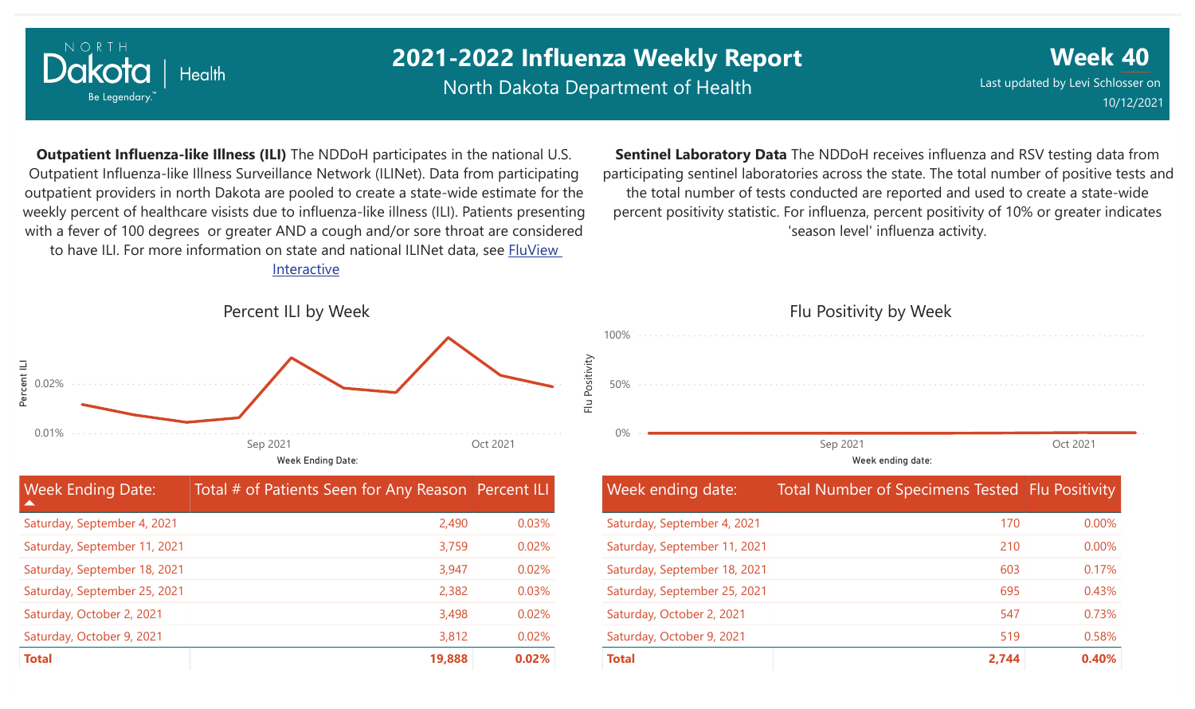# 2021-2022 Influenza Weekly Report

North Dakota Department of Health

**Week 40**

Last updated by Levi Schlosser on 10/12/2021

**Outpatient Influenza-like Illness (ILI)** The NDDoH participates in the national U.S. Outpatient Influenza-like Illness Surveillance Network (ILINet). Data from participating outpatient providers in north Dakota are pooled to create a state-wide estimate for the weekly percent of healthcare visists due to influenza-like illness (ILI). Patients presenting with a fever of 100 degrees or greater AND a cough and/or sore throat are considered to have ILI. For more information on state and national ILINet data, see FluView Interactive

Percent ILI by Week

| Week Ending Date: | Total # of Patients Seen for Any Reason | Percent ILI |
|---|---|---|
| Saturday, September 4, 2021 | 2,490 | 0.03% |
| Saturday, September 11, 2021 | 3,759 | 0.02% |
| Saturday, September 18, 2021 | 3,947 | 0.02% |
| Saturday, September 25, 2021 | 2,382 | 0.03% |
| Saturday, October 2, 2021 | 3,498 | 0.02% |
| Saturday, October 9, 2021 | 3,812 | 0.02% |
| **Total** | **19,888** | **0.02%** |

**Sentinel Laboratory Data** The NDDoH receives influenza and RSV testing data from participating sentinel laboratories across the state. The total number of positive tests and the total number of tests conducted are reported and used to create a state-wide percent positivity statistic. For influenza, percent positivity of 10% or greater indicates 'season level' influenza activity.

Flu Positivity by Week

| Week ending date: | Total Number of Specimens Tested | Flu Positivity |
|---|---|---|
| Saturday, September 4, 2021 | 170 | 0.00% |
| Saturday, September 11, 2021 | 210 | 0.00% |
| Saturday, September 18, 2021 | 603 | 0.17% |
| Saturday, September 25, 2021 | 695 | 0.43% |
| Saturday, October 2, 2021 | 547 | 0.73% |
| Saturday, October 9, 2021 | 519 | 0.58% |
| **Total** | **2,744** | **0.40%** |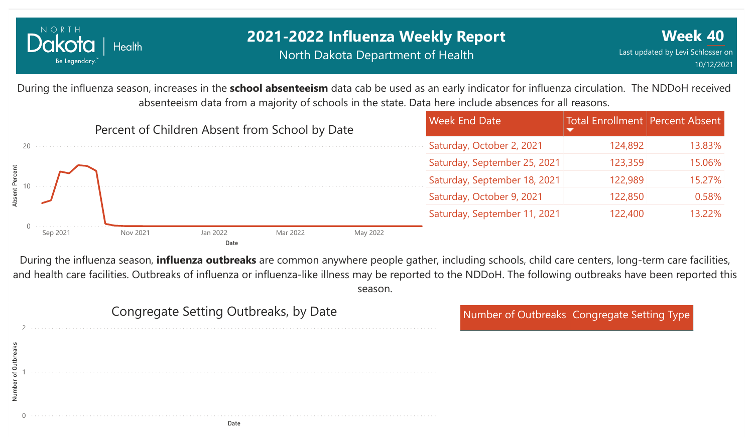# 2021-2022 Influenza Weekly Report

North Dakota Department of Health

**Week 40**

Last updated by Levi Schlosser on 10/12/2021

During the influenza season, increases in the **school absenteeism** data cab be used as an early indicator for influenza circulation. The NDDoH received absenteeism data from a majority of schools in the state. Data here include absences for all reasons.

Percent of Children Absent from School by Date

| Week End Date | Total Enrollment | Percent Absent |
| --- | --- | --- |
| Saturday, October 2, 2021 | 124,892 | 13.83% |
| Saturday, September 25, 2021 | 123,359 | 15.06% |
| Saturday, September 18, 2021 | 122,989 | 15.27% |
| Saturday, October 9, 2021 | 122,850 | 0.58% |
| Saturday, September 11, 2021 | 122,400 | 13.22% |

During the influenza season, **influenza outbreaks** are common anywhere people gather, including schools, child care centers, long-term care facilities, and health care facilities. Outbreaks of influenza or influenza-like illness may be reported to the NDDoH. The following outbreaks have been reported this season.

Congregate Setting Outbreaks, by Date

| Number of Outbreaks | Congregate Setting Type |
| --- | --- |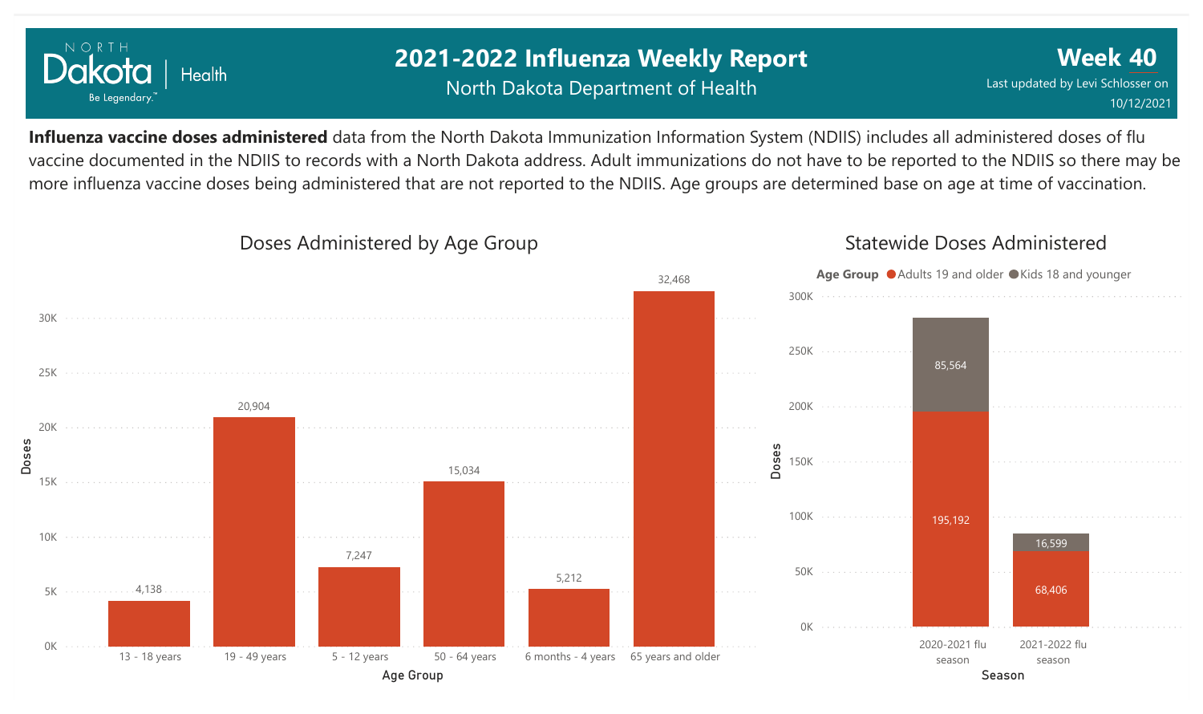# 2021-2022 Influenza Weekly Report

North Dakota Department of Health

**Week 40**

Last updated by Levi Schlosser on 10/12/2021

**Influenza vaccine doses administered** data from the North Dakota Immunization Information System (NDIIS) includes all administered doses of flu vaccine documented in the NDIIS to records with a North Dakota address. Adult immunizations do not have to be reported to the NDIIS so there may be more influenza vaccine doses being administered that are not reported to the NDIIS. Age groups are determined base on age at time of vaccination.

## Doses Administered by Age Group

| Age Group | Doses |
|---|---|
| 13 - 18 years | 4,138 |
| 19 - 49 years | 20,904 |
| 5 - 12 years | 7,247 |
| 50 - 64 years | 15,034 |
| 6 months - 4 years | 5,212 |
| 65 years and older | 32,468 |

## Statewide Doses Administered

| Season | Adults 19 and older | Kids 18 and younger |
|---|---|---|
| 2020-2021 flu season | 195,192 | 85,564 |
| 2021-2022 flu season | 68,406 | 16,599 |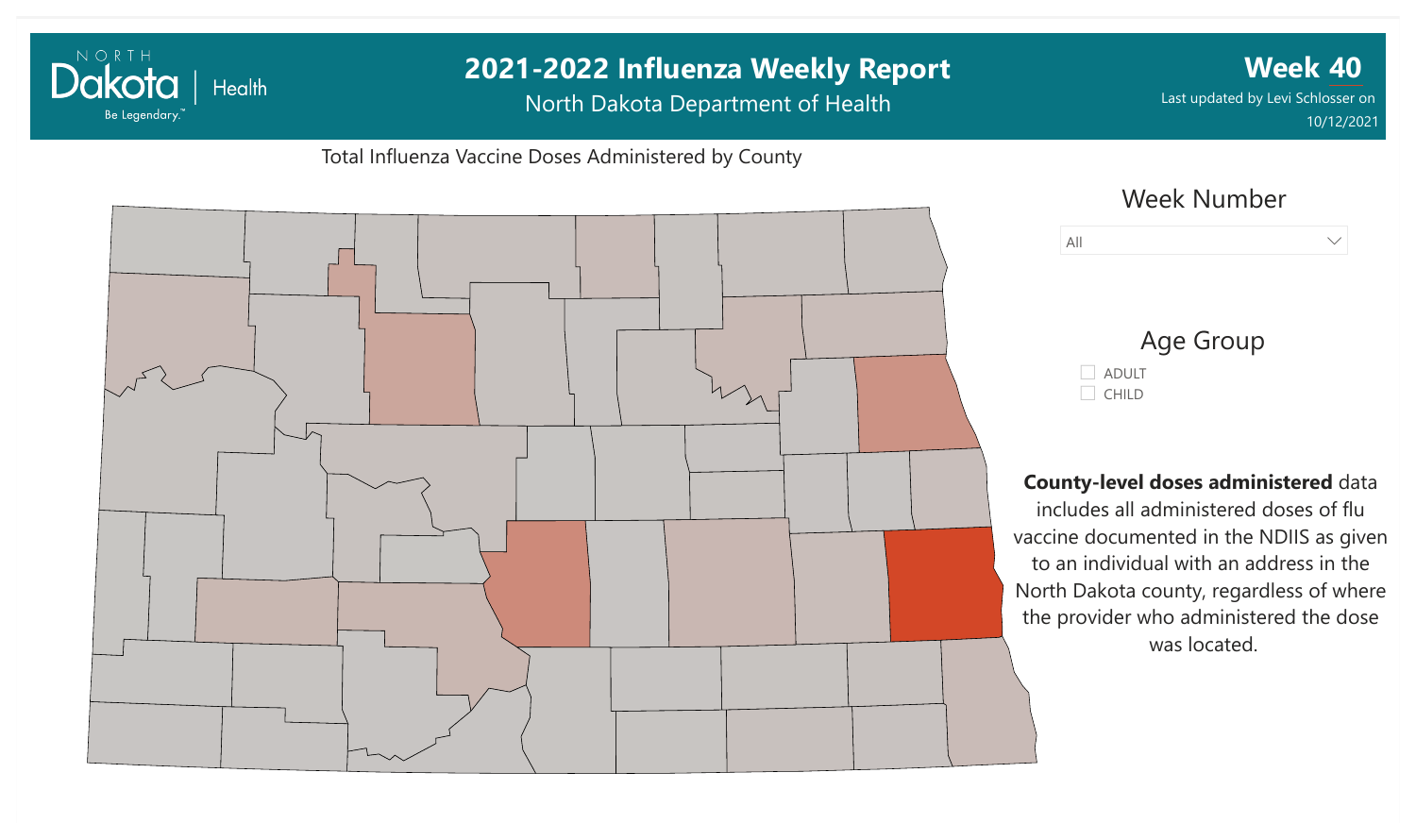# 2021-2022 Influenza Weekly Report

North Dakota Department of Health

**Week 40**

Last updated by Levi Schlosser on 10/12/2021

Total Influenza Vaccine Doses Administered by County

Week Number

All

Age Group

- ADULT
- CHILD

**County-level doses administered** data includes all administered doses of flu vaccine documented in the NDIIS as given to an individual with an address in the North Dakota county, regardless of where the provider who administered the dose was located.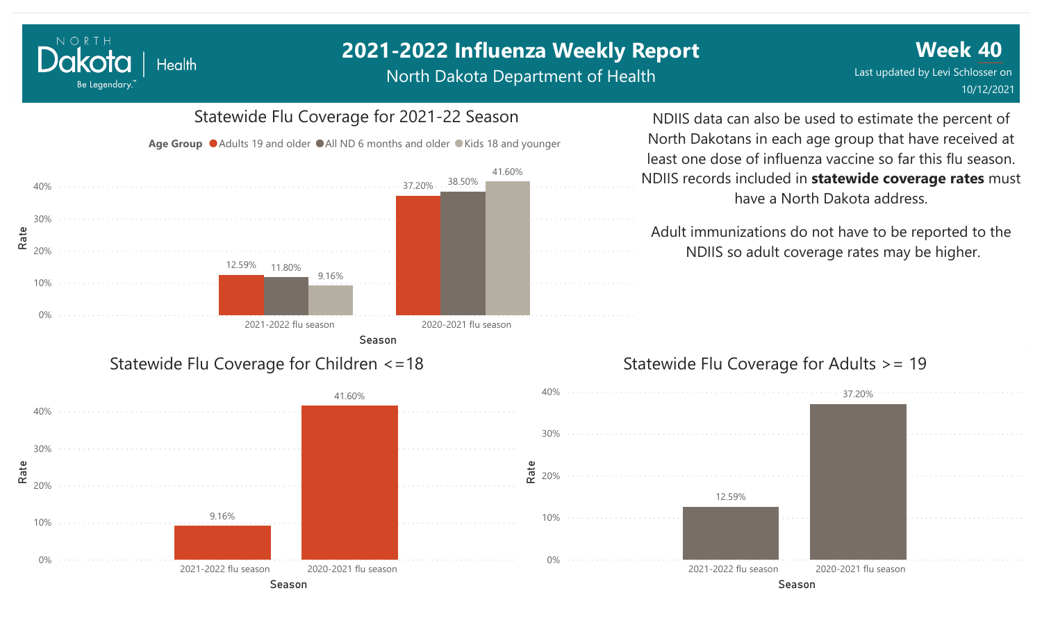# 2021-2022 Influenza Weekly Report

North Dakota Department of Health

**Week 40**

Last updated by Levi Schlosser on 10/12/2021

## Statewide Flu Coverage for 2021-22 Season

**Age Group**: Adults 19 and older, All ND 6 months and older, Kids 18 and younger

| Season | Adults 19 and older | All ND 6 months and older | Kids 18 and younger |
|---|---|---|---|
| 2021-2022 flu season | 12.59% | 11.80% | 9.16% |
| 2020-2021 flu season | 37.20% | 38.50% | 41.60% |

NDIIS data can also be used to estimate the percent of North Dakotans in each age group that have received at least one dose of influenza vaccine so far this flu season. NDIIS records included in **statewide coverage rates** must have a North Dakota address.

Adult immunizations do not have to be reported to the NDIIS so adult coverage rates may be higher.

## Statewide Flu Coverage for Children <=18

| Season | Rate |
|---|---|
| 2021-2022 flu season | 9.16% |
| 2020-2021 flu season | 41.60% |

## Statewide Flu Coverage for Adults >= 19

| Season | Rate |
|---|---|
| 2021-2022 flu season | 12.59% |
| 2020-2021 flu season | 37.20% |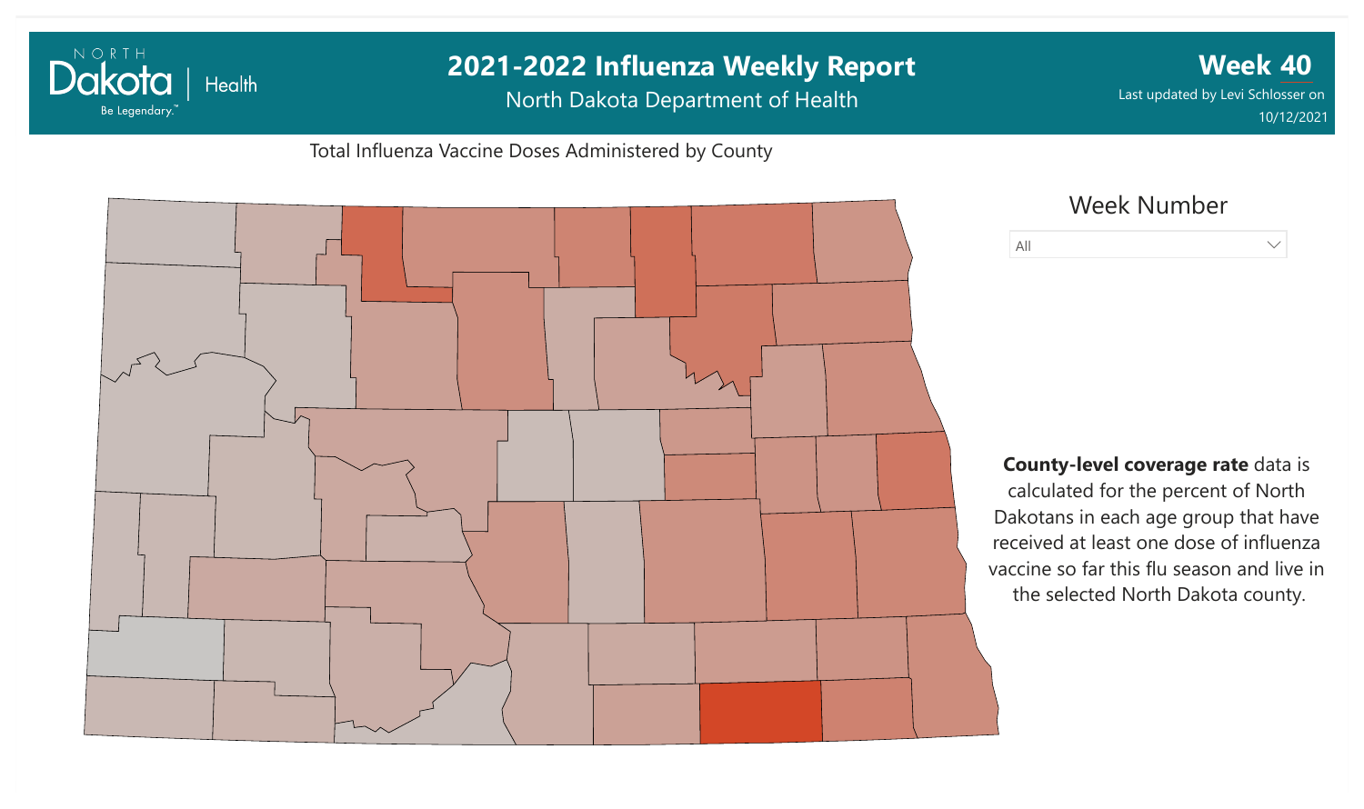NORTH Dakota | Health

Be Legendary.™

# 2021-2022 Influenza Weekly Report

North Dakota Department of Health

## Week 40

Last updated by Levi Schlosser on 10/12/2021

Total Influenza Vaccine Doses Administered by County

Week Number

All

**County-level coverage rate** data is calculated for the percent of North Dakotans in each age group that have received at least one dose of influenza vaccine so far this flu season and live in the selected North Dakota county.